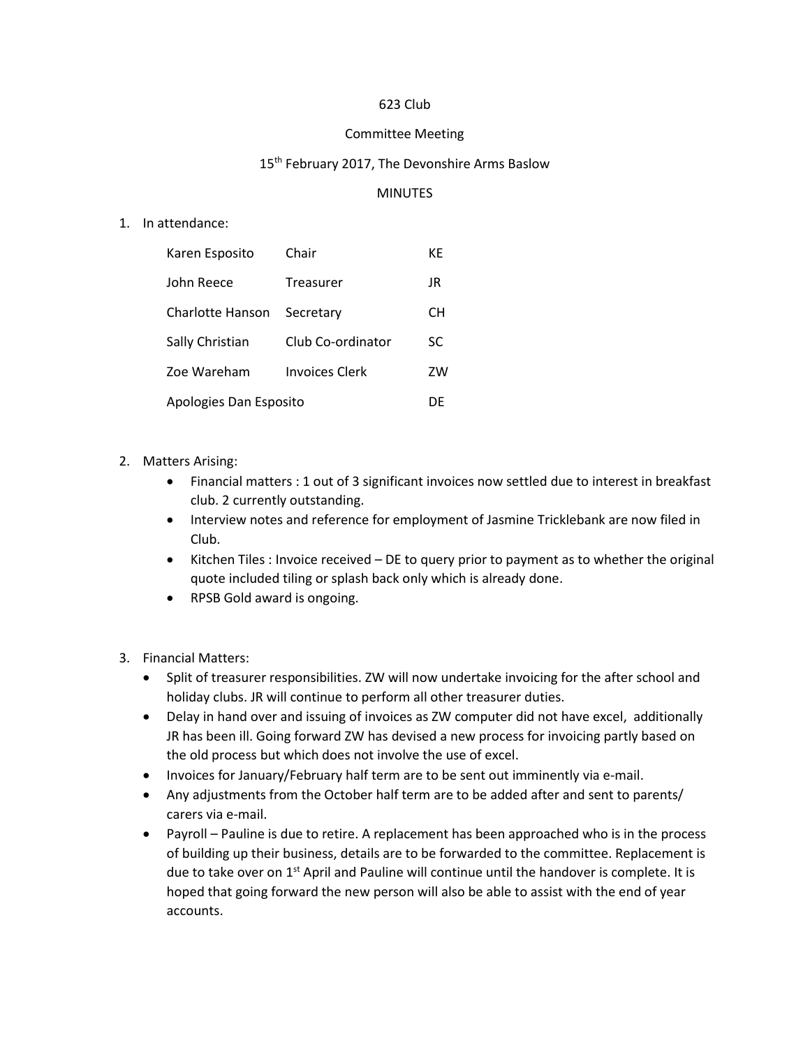623 Club

Committee Meeting

15th February 2017, The Devonshire Arms Baslow

MINUTES

1. In attendance:

| | | |
|---|---|---|
| Karen Esposito | Chair | KE |
| John Reece | Treasurer | JR |
| Charlotte Hanson | Secretary | CH |
| Sally Christian | Club Co-ordinator | SC |
| Zoe Wareham | Invoices Clerk | ZW |
| Apologies Dan Esposito | | DE |

2. Matters Arising:
   - Financial matters : 1 out of 3 significant invoices now settled due to interest in breakfast club. 2 currently outstanding.
   - Interview notes and reference for employment of Jasmine Tricklebank are now filed in Club.
   - Kitchen Tiles : Invoice received – DE to query prior to payment as to whether the original quote included tiling or splash back only which is already done.
   - RPSB Gold award is ongoing.

3. Financial Matters:
   - Split of treasurer responsibilities. ZW will now undertake invoicing for the after school and holiday clubs. JR will continue to perform all other treasurer duties.
   - Delay in hand over and issuing of invoices as ZW computer did not have excel, additionally JR has been ill. Going forward ZW has devised a new process for invoicing partly based on the old process but which does not involve the use of excel.
   - Invoices for January/February half term are to be sent out imminently via e-mail.
   - Any adjustments from the October half term are to be added after and sent to parents/ carers via e-mail.
   - Payroll – Pauline is due to retire. A replacement has been approached who is in the process of building up their business, details are to be forwarded to the committee. Replacement is due to take over on 1st April and Pauline will continue until the handover is complete. It is hoped that going forward the new person will also be able to assist with the end of year accounts.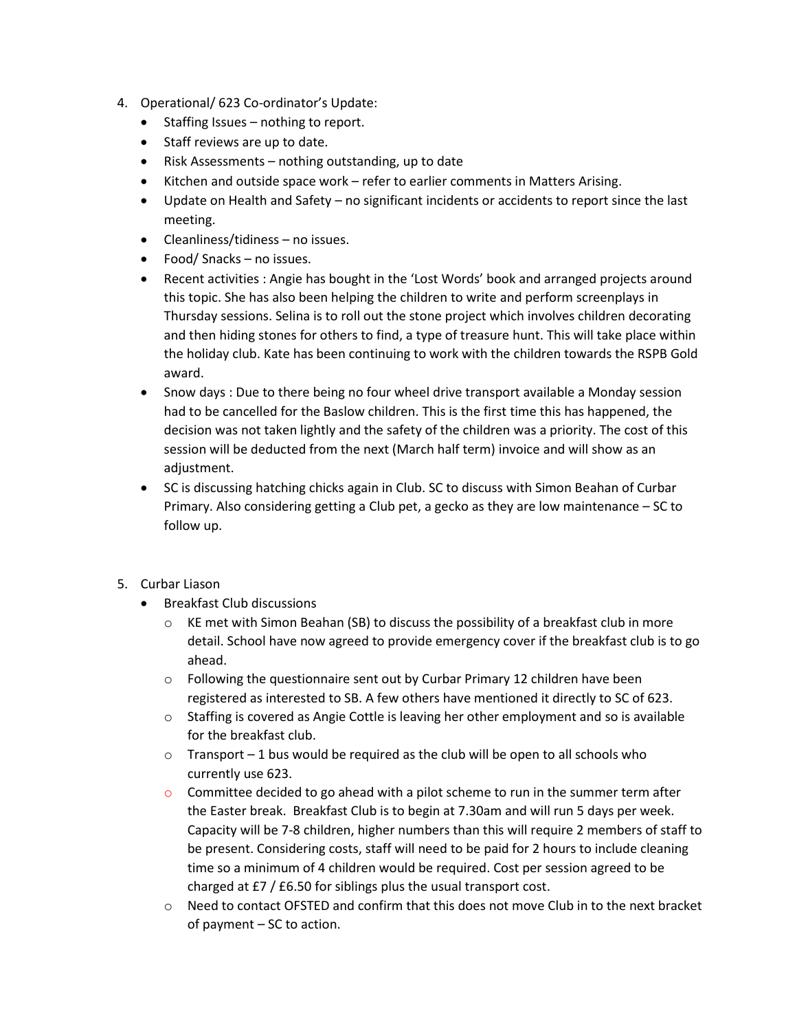4. Operational/ 623 Co-ordinator's Update:
   - Staffing Issues – nothing to report.
   - Staff reviews are up to date.
   - Risk Assessments – nothing outstanding, up to date
   - Kitchen and outside space work – refer to earlier comments in Matters Arising.
   - Update on Health and Safety – no significant incidents or accidents to report since the last meeting.
   - Cleanliness/tidiness – no issues.
   - Food/ Snacks – no issues.
   - Recent activities : Angie has bought in the 'Lost Words' book and arranged projects around this topic. She has also been helping the children to write and perform screenplays in Thursday sessions. Selina is to roll out the stone project which involves children decorating and then hiding stones for others to find, a type of treasure hunt. This will take place within the holiday club. Kate has been continuing to work with the children towards the RSPB Gold award.
   - Snow days : Due to there being no four wheel drive transport available a Monday session had to be cancelled for the Baslow children. This is the first time this has happened, the decision was not taken lightly and the safety of the children was a priority. The cost of this session will be deducted from the next (March half term) invoice and will show as an adjustment.
   - SC is discussing hatching chicks again in Club. SC to discuss with Simon Beahan of Curbar Primary. Also considering getting a Club pet, a gecko as they are low maintenance – SC to follow up.

5. Curbar Liason
   - Breakfast Club discussions
     - KE met with Simon Beahan (SB) to discuss the possibility of a breakfast club in more detail. School have now agreed to provide emergency cover if the breakfast club is to go ahead.
     - Following the questionnaire sent out by Curbar Primary 12 children have been registered as interested to SB. A few others have mentioned it directly to SC of 623.
     - Staffing is covered as Angie Cottle is leaving her other employment and so is available for the breakfast club.
     - Transport – 1 bus would be required as the club will be open to all schools who currently use 623.
     - Committee decided to go ahead with a pilot scheme to run in the summer term after the Easter break. Breakfast Club is to begin at 7.30am and will run 5 days per week. Capacity will be 7-8 children, higher numbers than this will require 2 members of staff to be present. Considering costs, staff will need to be paid for 2 hours to include cleaning time so a minimum of 4 children would be required. Cost per session agreed to be charged at £7 / £6.50 for siblings plus the usual transport cost.
     - Need to contact OFSTED and confirm that this does not move Club in to the next bracket of payment – SC to action.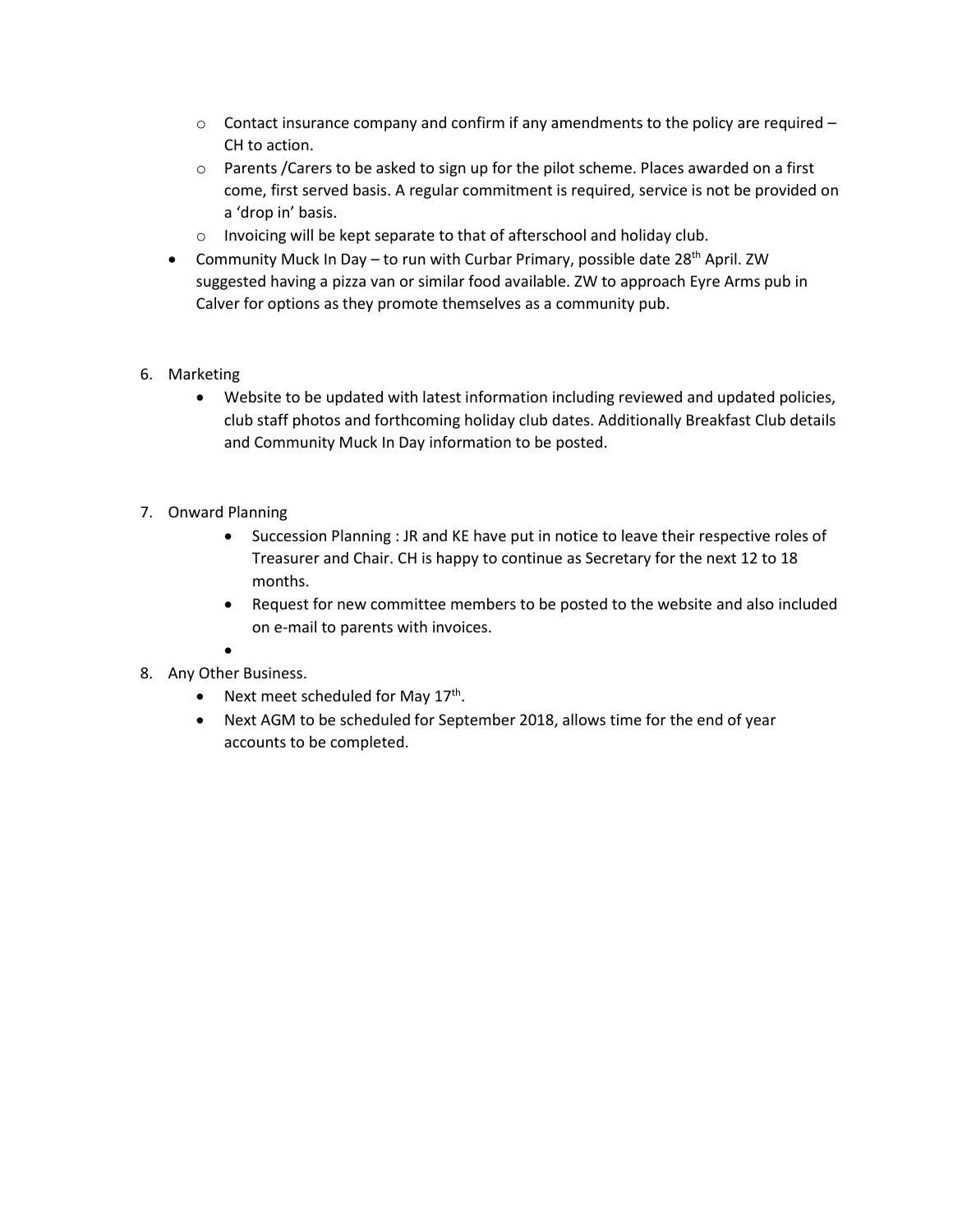- Contact insurance company and confirm if any amendments to the policy are required – CH to action.
    - Parents /Carers to be asked to sign up for the pilot scheme. Places awarded on a first come, first served basis. A regular commitment is required, service is not be provided on a 'drop in' basis.
    - Invoicing will be kept separate to that of afterschool and holiday club.
- Community Muck In Day – to run with Curbar Primary, possible date 28th April. ZW suggested having a pizza van or similar food available. ZW to approach Eyre Arms pub in Calver for options as they promote themselves as a community pub.

6. Marketing
    - Website to be updated with latest information including reviewed and updated policies, club staff photos and forthcoming holiday club dates. Additionally Breakfast Club details and Community Muck In Day information to be posted.

7. Onward Planning
    - Succession Planning : JR and KE have put in notice to leave their respective roles of Treasurer and Chair. CH is happy to continue as Secretary for the next 12 to 18 months.
    - Request for new committee members to be posted to the website and also included on e-mail to parents with invoices.
    - 

8. Any Other Business.
    - Next meet scheduled for May 17th.
    - Next AGM to be scheduled for September 2018, allows time for the end of year accounts to be completed.